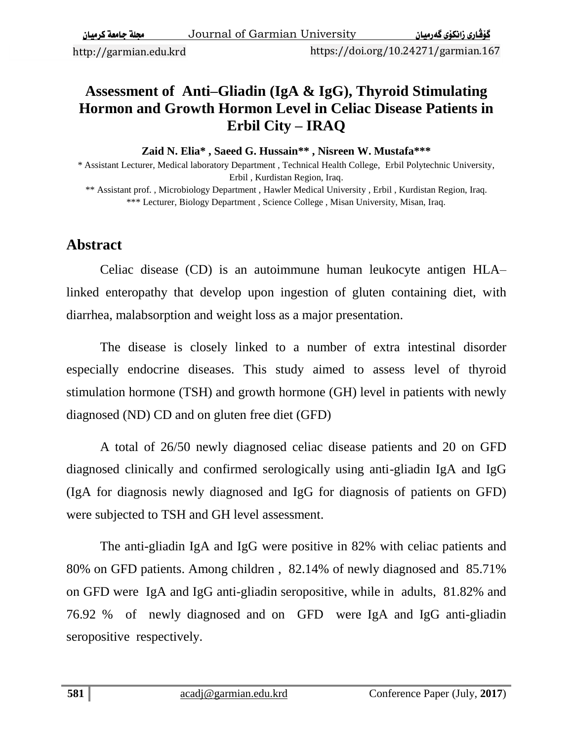# Assessment of Anti–Gliadin (IgA & IgG), Thyroid Stimulating Hormon and Growth Hormon Level in Celiac Disease Patients in Erbil City – IRAQ

**Zaid N. Elia* , Saeed G. Hussain** , Nisreen W. Mustafa*****

* Assistant Lecturer, Medical laboratory Department , Technical Health College, Erbil Polytechnic University, Erbil , Kurdistan Region, Iraq.

** Assistant prof. , Microbiology Department , Hawler Medical University , Erbil , Kurdistan Region, Iraq.

*** Lecturer, Biology Department , Science College , Misan University, Misan, Iraq.

## Abstract

Celiac disease (CD) is an autoimmune human leukocyte antigen HLA–linked enteropathy that develop upon ingestion of gluten containing diet, with diarrhea, malabsorption and weight loss as a major presentation.

The disease is closely linked to a number of extra intestinal disorder especially endocrine diseases. This study aimed to assess level of thyroid stimulation hormone (TSH) and growth hormone (GH) level in patients with newly diagnosed (ND) CD and on gluten free diet (GFD)

A total of 26/50 newly diagnosed celiac disease patients and 20 on GFD diagnosed clinically and confirmed serologically using anti-gliadin IgA and IgG (IgA for diagnosis newly diagnosed and IgG for diagnosis of patients on GFD) were subjected to TSH and GH level assessment.

The anti-gliadin IgA and IgG were positive in 82% with celiac patients and 80% on GFD patients. Among children , 82.14% of newly diagnosed and 85.71% on GFD were IgA and IgG anti-gliadin seropositive, while in adults, 81.82% and 76.92 % of newly diagnosed and on GFD were IgA and IgG anti-gliadin seropositive respectively.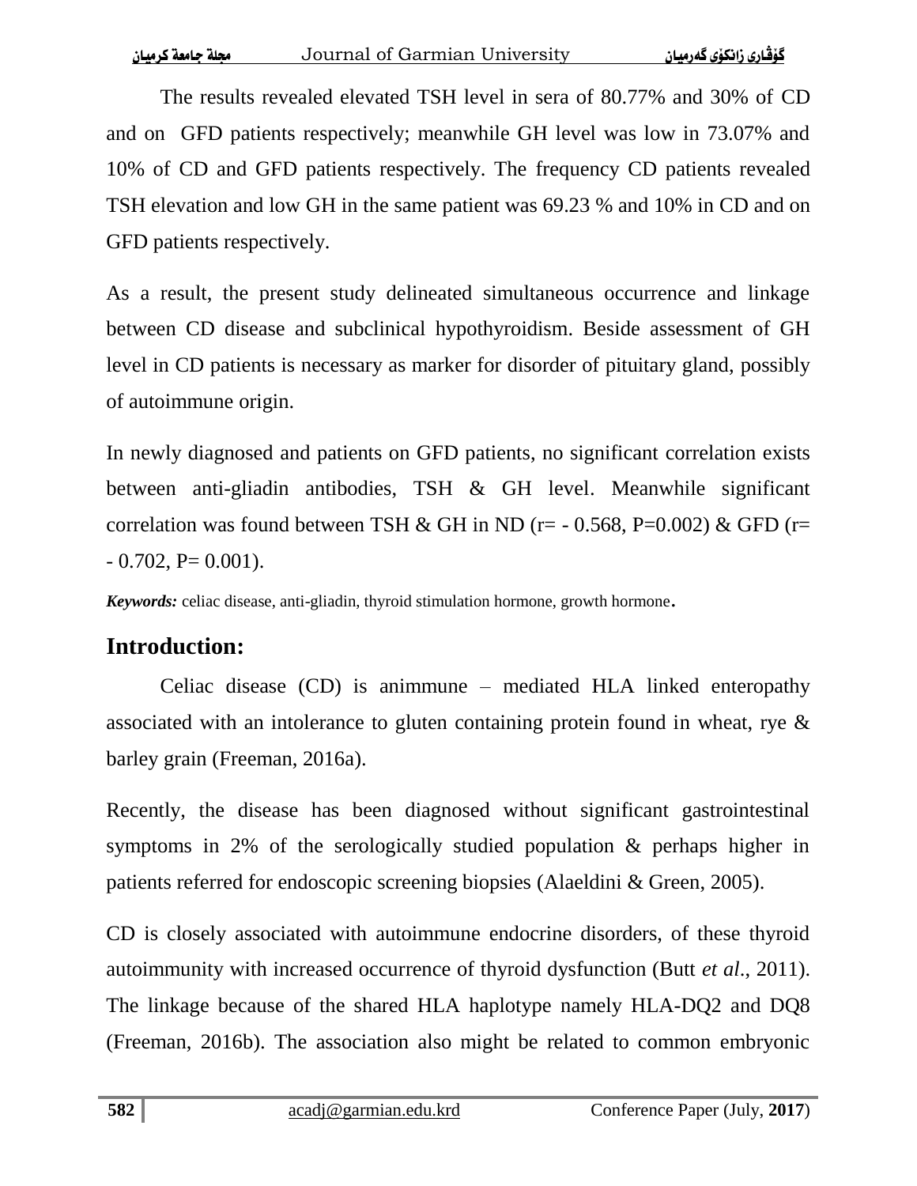The results revealed elevated TSH level in sera of 80.77% and 30% of CD and on GFD patients respectively; meanwhile GH level was low in 73.07% and 10% of CD and GFD patients respectively. The frequency CD patients revealed TSH elevation and low GH in the same patient was 69.23 % and 10% in CD and on GFD patients respectively.

As a result, the present study delineated simultaneous occurrence and linkage between CD disease and subclinical hypothyroidism. Beside assessment of GH level in CD patients is necessary as marker for disorder of pituitary gland, possibly of autoimmune origin.

In newly diagnosed and patients on GFD patients, no significant correlation exists between anti-gliadin antibodies, TSH & GH level. Meanwhile significant correlation was found between TSH & GH in ND (r= - 0.568, P=0.002) & GFD (r= - 0.702, P= 0.001).

***Keywords:*** celiac disease, anti-gliadin, thyroid stimulation hormone, growth hormone.

## Introduction:

Celiac disease (CD) is animmune – mediated HLA linked enteropathy associated with an intolerance to gluten containing protein found in wheat, rye & barley grain (Freeman, 2016a).

Recently, the disease has been diagnosed without significant gastrointestinal symptoms in 2% of the serologically studied population & perhaps higher in patients referred for endoscopic screening biopsies (Alaeldini & Green, 2005).

CD is closely associated with autoimmune endocrine disorders, of these thyroid autoimmunity with increased occurrence of thyroid dysfunction (Butt *et al*., 2011). The linkage because of the shared HLA haplotype namely HLA-DQ2 and DQ8 (Freeman, 2016b). The association also might be related to common embryonic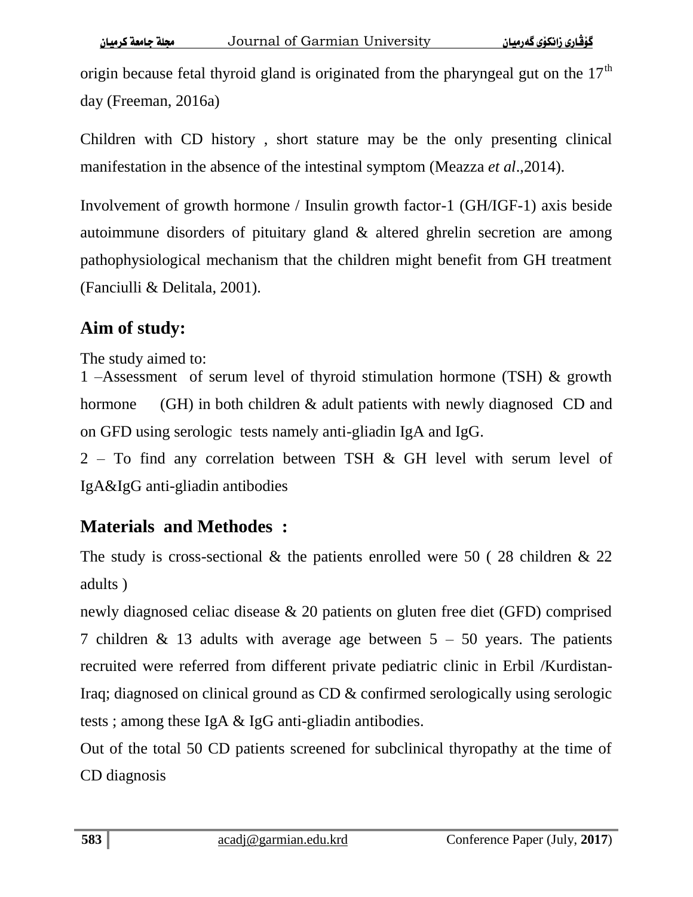origin because fetal thyroid gland is originated from the pharyngeal gut on the 17$^{th}$ day (Freeman, 2016a)

Children with CD history , short stature may be the only presenting clinical manifestation in the absence of the intestinal symptom (Meazza *et al*.,2014).

Involvement of growth hormone / Insulin growth factor-1 (GH/IGF-1) axis beside autoimmune disorders of pituitary gland & altered ghrelin secretion are among pathophysiological mechanism that the children might benefit from GH treatment (Fanciulli & Delitala, 2001).

## Aim of study:

The study aimed to:

1 –Assessment of serum level of thyroid stimulation hormone (TSH) & growth hormone (GH) in both children & adult patients with newly diagnosed CD and on GFD using serologic tests namely anti-gliadin IgA and IgG.

2 – To find any correlation between TSH & GH level with serum level of IgA&IgG anti-gliadin antibodies

## Materials and Methodes :

The study is cross-sectional & the patients enrolled were 50 ( 28 children & 22 adults )

newly diagnosed celiac disease & 20 patients on gluten free diet (GFD) comprised 7 children & 13 adults with average age between 5 – 50 years. The patients recruited were referred from different private pediatric clinic in Erbil /Kurdistan-Iraq; diagnosed on clinical ground as CD & confirmed serologically using serologic tests ; among these IgA & IgG anti-gliadin antibodies.

Out of the total 50 CD patients screened for subclinical thyropathy at the time of CD diagnosis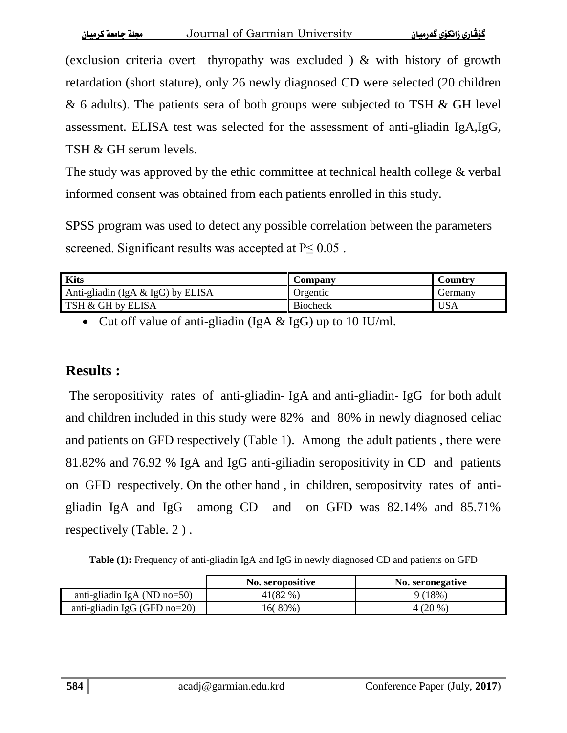(exclusion criteria overt thyropathy was excluded ) & with history of growth retardation (short stature), only 26 newly diagnosed CD were selected (20 children & 6 adults). The patients sera of both groups were subjected to TSH & GH level assessment. ELISA test was selected for the assessment of anti-gliadin IgA,IgG, TSH & GH serum levels.

The study was approved by the ethic committee at technical health college & verbal informed consent was obtained from each patients enrolled in this study.

SPSS program was used to detect any possible correlation between the parameters screened. Significant results was accepted at $P \leq 0.05$ .

| Kits | Company | Country |
|---|---|---|
| Anti-gliadin (IgA & IgG) by ELISA | Orgentic | Germany |
| TSH & GH by ELISA | Biocheck | USA |

- Cut off value of anti-gliadin (IgA & IgG) up to 10 IU/ml.

## Results :

The seropositivity rates of anti-gliadin- IgA and anti-gliadin- IgG for both adult and children included in this study were 82% and 80% in newly diagnosed celiac and patients on GFD respectively (Table 1). Among the adult patients , there were 81.82% and 76.92 % IgA and IgG anti-giliadin seropositivity in CD and patients on GFD respectively. On the other hand , in children, seropositvity rates of anti-gliadin IgA and IgG among CD and on GFD was 82.14% and 85.71% respectively (Table. 2 ) .

**Table (1):** Frequency of anti-gliadin IgA and IgG in newly diagnosed CD and patients on GFD

| | No. seropositive | No. seronegative |
|---|---|---|
| anti-gliadin IgA (ND no=50) | 41(82 %) | 9 (18%) |
| anti-gliadin IgG (GFD no=20) | 16( 80%) | 4 (20 %) |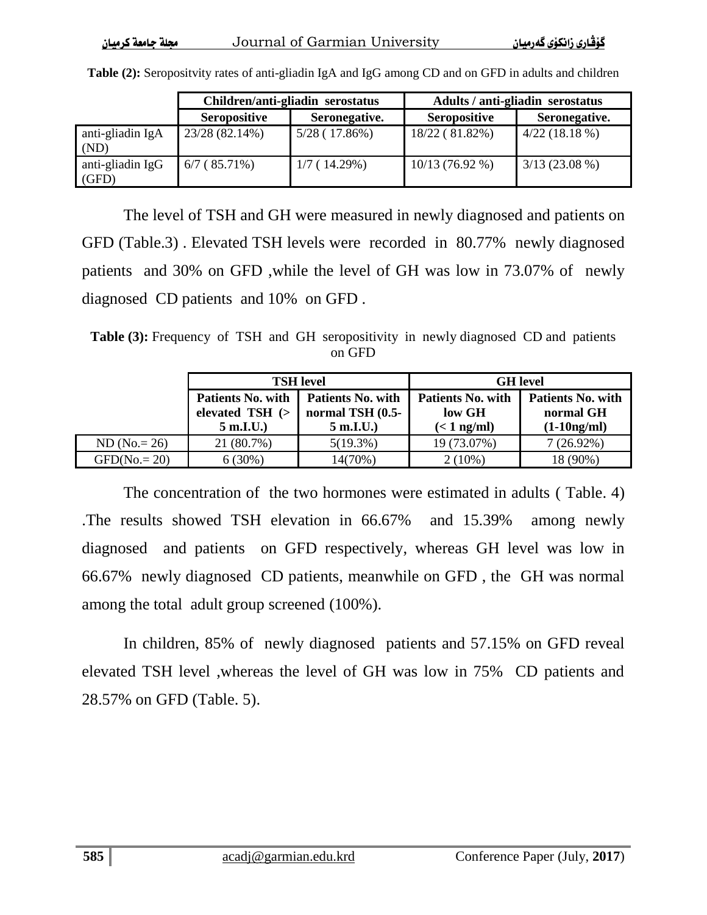**Table (2):** Seropositvity rates of anti-gliadin IgA and IgG among CD and on GFD in adults and children

| | Children/anti-gliadin serostatus | | Adults / anti-gliadin serostatus | |
|---|---|---|---|---|
| | **Seropositive** | **Seronegative.** | **Seropositive** | **Seronegative.** |
| anti-gliadin IgA (ND) | 23/28 (82.14%) | 5/28 ( 17.86%) | 18/22 ( 81.82%) | 4/22 (18.18 %) |
| anti-gliadin IgG (GFD) | 6/7 ( 85.71%) | 1/7 ( 14.29%) | 10/13 (76.92 %) | 3/13 (23.08 %) |

The level of TSH and GH were measured in newly diagnosed and patients on GFD (Table.3) . Elevated TSH levels were recorded in 80.77% newly diagnosed patients and 30% on GFD ,while the level of GH was low in 73.07% of newly diagnosed CD patients and 10% on GFD .

**Table (3):** Frequency of TSH and GH seropositivity in newly diagnosed CD and patients on GFD

| | TSH level | | GH level | |
|---|---|---|---|---|
| | **Patients No. with elevated TSH (> 5 m.I.U.)** | **Patients No. with normal TSH (0.5-5 m.I.U.)** | **Patients No. with low GH (< 1 ng/ml)** | **Patients No. with normal GH (1-10ng/ml)** |
| ND (No.= 26) | 21 (80.7%) | 5(19.3%) | 19 (73.07%) | 7 (26.92%) |
| GFD(No.= 20) | 6 (30%) | 14(70%) | 2 (10%) | 18 (90%) |

The concentration of the two hormones were estimated in adults ( Table. 4) .The results showed TSH elevation in 66.67% and 15.39% among newly diagnosed and patients on GFD respectively, whereas GH level was low in 66.67% newly diagnosed CD patients, meanwhile on GFD , the GH was normal among the total adult group screened (100%).

In children, 85% of newly diagnosed patients and 57.15% on GFD reveal elevated TSH level ,whereas the level of GH was low in 75% CD patients and 28.57% on GFD (Table. 5).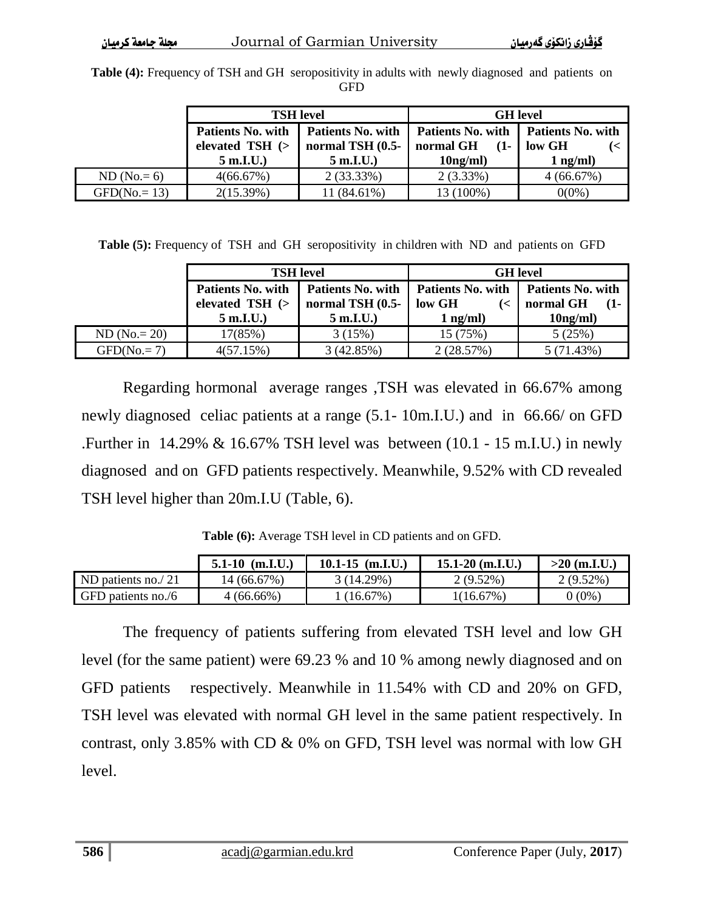**Table (4):** Frequency of TSH and GH seropositivity in adults with newly diagnosed and patients on GFD

| | TSH level | | GH level | |
|---|---|---|---|---|
| | Patients No. with elevated TSH (> 5 m.I.U.) | Patients No. with normal TSH (0.5- 5 m.I.U.) | Patients No. with normal GH (1- 10ng/ml) | Patients No. with low GH (< 1 ng/ml) |
| ND (No.= 6) | 4(66.67%) | 2 (33.33%) | 2 (3.33%) | 4 (66.67%) |
| GFD(No.= 13) | 2(15.39%) | 11 (84.61%) | 13 (100%) | 0(0%) |

**Table (5):** Frequency of TSH and GH seropositivity in children with ND and patients on GFD

| | TSH level | | GH level | |
|---|---|---|---|---|
| | Patients No. with elevated TSH (> 5 m.I.U.) | Patients No. with normal TSH (0.5- 5 m.I.U.) | Patients No. with low GH (< 1 ng/ml) | Patients No. with normal GH (1- 10ng/ml) |
| ND (No.= 20) | 17(85%) | 3 (15%) | 15 (75%) | 5 (25%) |
| GFD(No.= 7) | 4(57.15%) | 3 (42.85%) | 2 (28.57%) | 5 (71.43%) |

Regarding hormonal average ranges ,TSH was elevated in 66.67% among newly diagnosed celiac patients at a range (5.1- 10m.I.U.) and in 66.66/ on GFD .Further in 14.29% & 16.67% TSH level was between (10.1 - 15 m.I.U.) in newly diagnosed and on GFD patients respectively. Meanwhile, 9.52% with CD revealed TSH level higher than 20m.I.U (Table, 6).

**Table (6):** Average TSH level in CD patients and on GFD.

| | 5.1-10 (m.I.U.) | 10.1-15 (m.I.U.) | 15.1-20 (m.I.U.) | >20 (m.I.U.) |
|---|---|---|---|---|
| ND patients no./ 21 | 14 (66.67%) | 3 (14.29%) | 2 (9.52%) | 2 (9.52%) |
| GFD patients no./6 | 4 (66.66%) | 1 (16.67%) | 1(16.67%) | 0 (0%) |

The frequency of patients suffering from elevated TSH level and low GH level (for the same patient) were 69.23 % and 10 % among newly diagnosed and on GFD patients respectively. Meanwhile in 11.54% with CD and 20% on GFD, TSH level was elevated with normal GH level in the same patient respectively. In contrast, only 3.85% with CD & 0% on GFD, TSH level was normal with low GH level.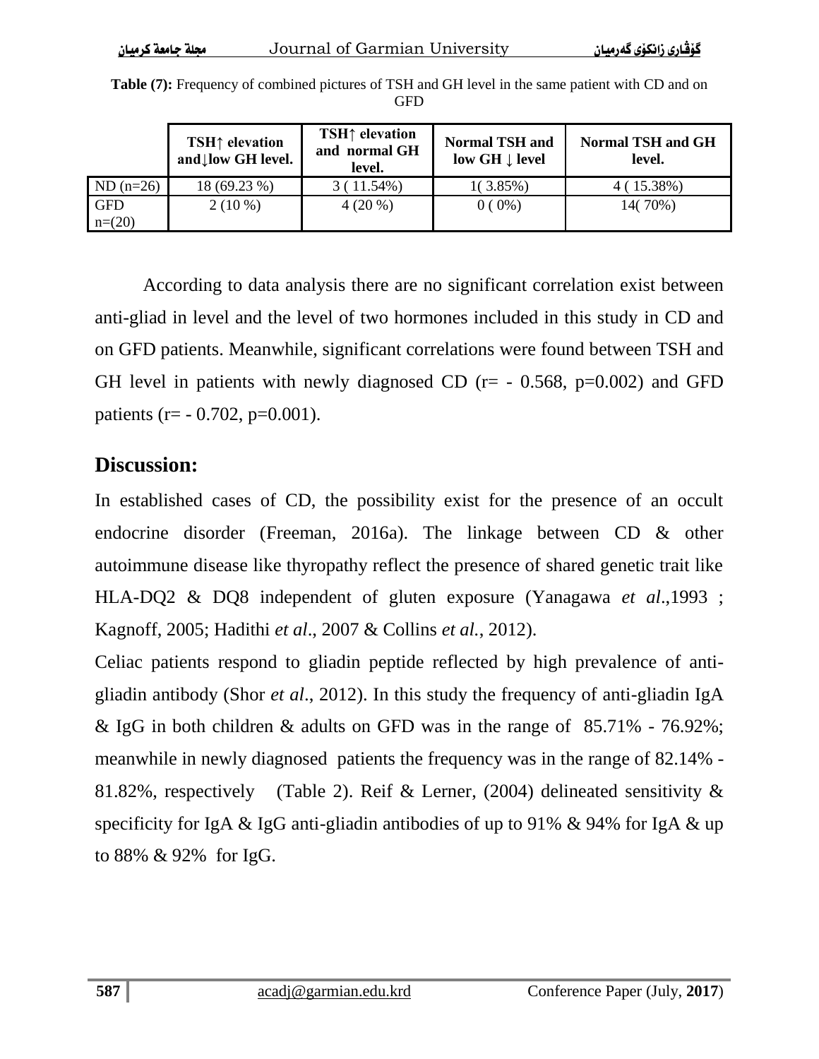**Table (7):** Frequency of combined pictures of TSH and GH level in the same patient with CD and on GFD

| | TSH↑ elevation and↓low GH level. | TSH↑ elevation and normal GH level. | Normal TSH and low GH ↓ level | Normal TSH and GH level. |
|---|---|---|---|---|
| ND (n=26) | 18 (69.23 %) | 3 ( 11.54%) | 1( 3.85%) | 4 ( 15.38%) |
| GFD n=(20) | 2 (10 %) | 4 (20 %) | 0 ( 0%) | 14( 70%) |

According to data analysis there are no significant correlation exist between anti-gliad in level and the level of two hormones included in this study in CD and on GFD patients. Meanwhile, significant correlations were found between TSH and GH level in patients with newly diagnosed CD (r= - 0.568, p=0.002) and GFD patients (r= - 0.702, p=0.001).

## Discussion:

In established cases of CD, the possibility exist for the presence of an occult endocrine disorder (Freeman, 2016a). The linkage between CD & other autoimmune disease like thyropathy reflect the presence of shared genetic trait like HLA-DQ2 & DQ8 independent of gluten exposure (Yanagawa *et al*.,1993 ; Kagnoff, 2005; Hadithi *et al*., 2007 & Collins *et al.*, 2012).

Celiac patients respond to gliadin peptide reflected by high prevalence of anti-gliadin antibody (Shor *et al*., 2012). In this study the frequency of anti-gliadin IgA & IgG in both children & adults on GFD was in the range of 85.71% - 76.92%; meanwhile in newly diagnosed patients the frequency was in the range of 82.14% - 81.82%, respectively (Table 2). Reif & Lerner, (2004) delineated sensitivity & specificity for IgA & IgG anti-gliadin antibodies of up to 91% & 94% for IgA & up to 88% & 92% for IgG.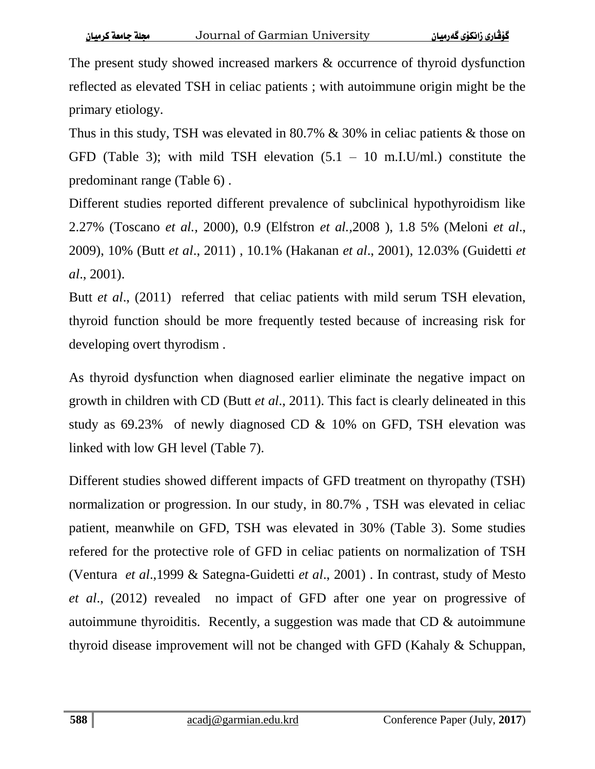The present study showed increased markers & occurrence of thyroid dysfunction reflected as elevated TSH in celiac patients ; with autoimmune origin might be the primary etiology.

Thus in this study, TSH was elevated in 80.7% & 30% in celiac patients & those on GFD (Table 3); with mild TSH elevation (5.1 – 10 m.I.U/ml.) constitute the predominant range (Table 6) .

Different studies reported different prevalence of subclinical hypothyroidism like 2.27% (Toscano *et al.,* 2000), 0.9 (Elfstron *et al.,*2008 ), 1.8 5% (Meloni *et al*., 2009), 10% (Butt *et al*., 2011) , 10.1% (Hakanan *et al*., 2001), 12.03% (Guidetti *et al*., 2001).

Butt *et al*., (2011) referred that celiac patients with mild serum TSH elevation, thyroid function should be more frequently tested because of increasing risk for developing overt thyrodism .

As thyroid dysfunction when diagnosed earlier eliminate the negative impact on growth in children with CD (Butt *et al*., 2011). This fact is clearly delineated in this study as 69.23% of newly diagnosed CD & 10% on GFD, TSH elevation was linked with low GH level (Table 7).

Different studies showed different impacts of GFD treatment on thyropathy (TSH) normalization or progression. In our study, in 80.7% , TSH was elevated in celiac patient, meanwhile on GFD, TSH was elevated in 30% (Table 3). Some studies refered for the protective role of GFD in celiac patients on normalization of TSH (Ventura *et al*.,1999 & Sategna-Guidetti *et al*., 2001) . In contrast, study of Mesto *et al*., (2012) revealed no impact of GFD after one year on progressive of autoimmune thyroiditis. Recently, a suggestion was made that CD & autoimmune thyroid disease improvement will not be changed with GFD (Kahaly & Schuppan,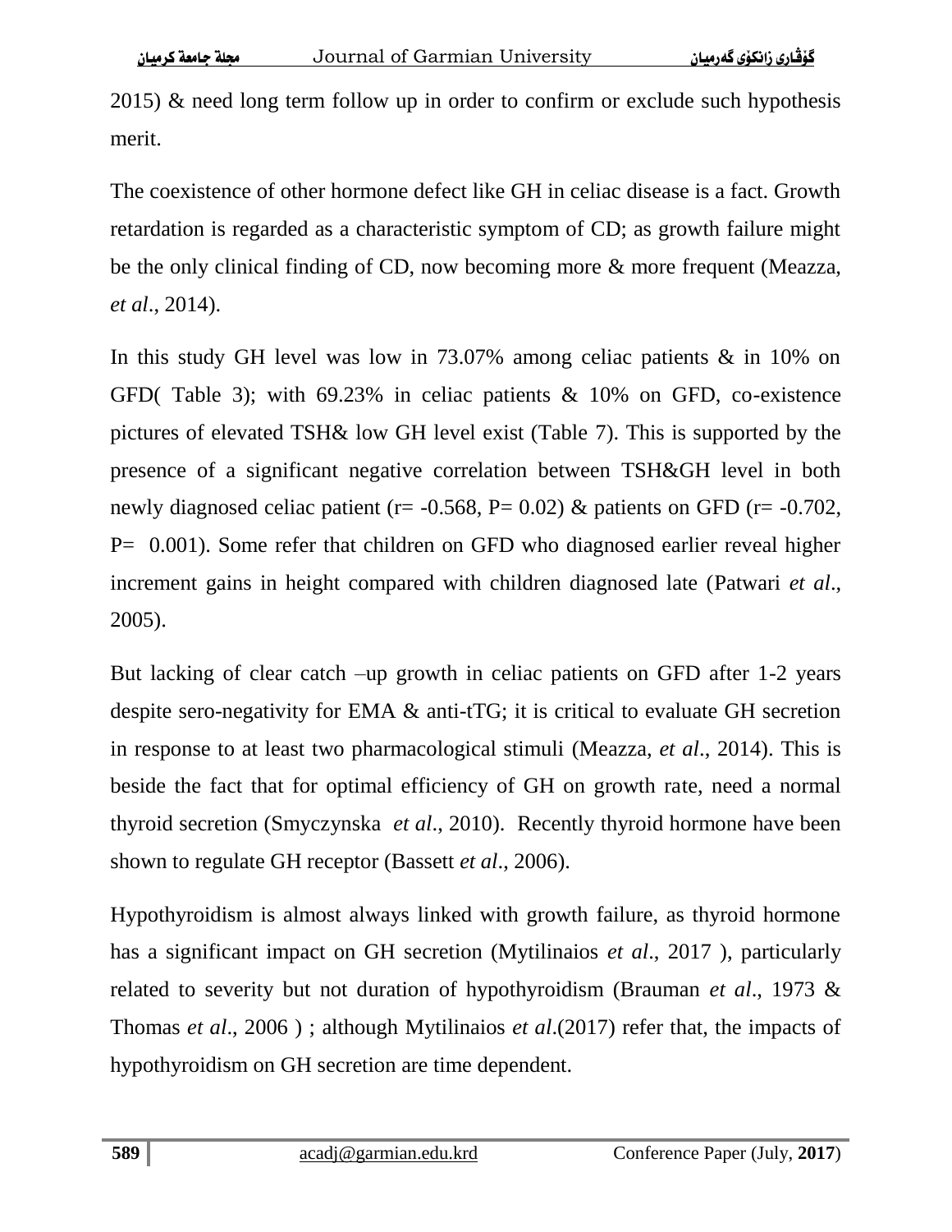2015) & need long term follow up in order to confirm or exclude such hypothesis merit.

The coexistence of other hormone defect like GH in celiac disease is a fact. Growth retardation is regarded as a characteristic symptom of CD; as growth failure might be the only clinical finding of CD, now becoming more & more frequent (Meazza, *et al*., 2014).

In this study GH level was low in 73.07% among celiac patients & in 10% on GFD( Table 3); with 69.23% in celiac patients & 10% on GFD, co-existence pictures of elevated TSH& low GH level exist (Table 7). This is supported by the presence of a significant negative correlation between TSH&GH level in both newly diagnosed celiac patient (r= -0.568, P= 0.02) & patients on GFD (r= -0.702, P= 0.001). Some refer that children on GFD who diagnosed earlier reveal higher increment gains in height compared with children diagnosed late (Patwari *et al*., 2005).

But lacking of clear catch –up growth in celiac patients on GFD after 1-2 years despite sero-negativity for EMA & anti-tTG; it is critical to evaluate GH secretion in response to at least two pharmacological stimuli (Meazza, *et al*., 2014). This is beside the fact that for optimal efficiency of GH on growth rate, need a normal thyroid secretion (Smyczynska *et al*., 2010). Recently thyroid hormone have been shown to regulate GH receptor (Bassett *et al*., 2006).

Hypothyroidism is almost always linked with growth failure, as thyroid hormone has a significant impact on GH secretion (Mytilinaios *et al*., 2017 ), particularly related to severity but not duration of hypothyroidism (Brauman *et al*., 1973 & Thomas *et al*., 2006 ) ; although Mytilinaios *et al*.(2017) refer that, the impacts of hypothyroidism on GH secretion are time dependent.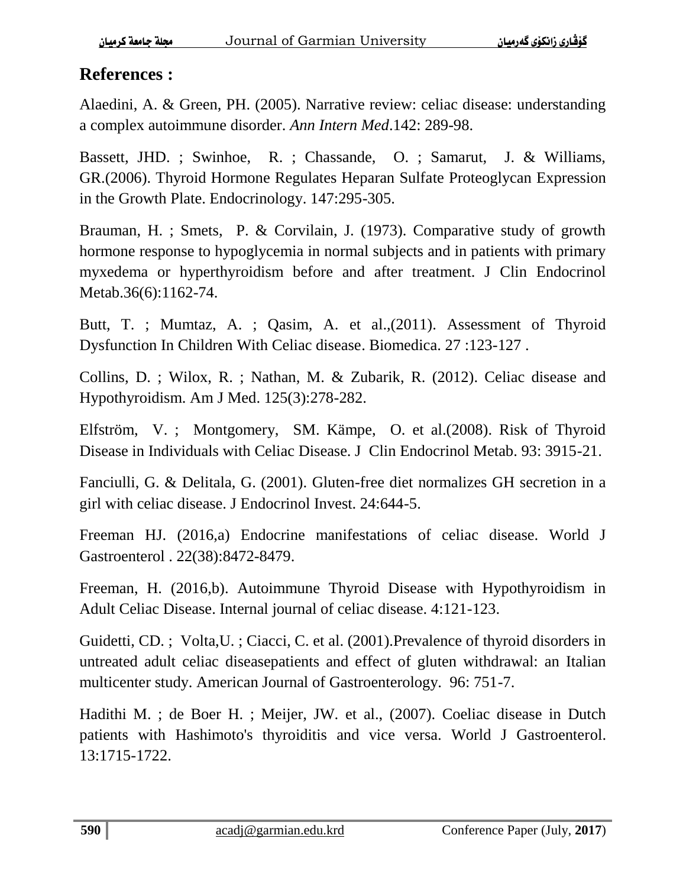## References :

Alaedini, A. & Green, PH. (2005). Narrative review: celiac disease: understanding a complex autoimmune disorder. *Ann Intern Med*.142: 289-98.

Bassett, JHD. ; Swinhoe, R. ; Chassande, O. ; Samarut, J. & Williams, GR.(2006). Thyroid Hormone Regulates Heparan Sulfate Proteoglycan Expression in the Growth Plate. Endocrinology. 147:295-305.

Brauman, H. ; Smets, P. & Corvilain, J. (1973). Comparative study of growth hormone response to hypoglycemia in normal subjects and in patients with primary myxedema or hyperthyroidism before and after treatment. J Clin Endocrinol Metab.36(6):1162-74.

Butt, T. ; Mumtaz, A. ; Qasim, A. et al.,(2011). Assessment of Thyroid Dysfunction In Children With Celiac disease. Biomedica. 27 :123-127 .

Collins, D. ; Wilox, R. ; Nathan, M. & Zubarik, R. (2012). Celiac disease and Hypothyroidism. Am J Med. 125(3):278-282.

Elfström, V. ; Montgomery, SM. Kämpe, O. et al.(2008). Risk of Thyroid Disease in Individuals with Celiac Disease. J Clin Endocrinol Metab. 93: 3915-21.

Fanciulli, G. & Delitala, G. (2001). Gluten-free diet normalizes GH secretion in a girl with celiac disease. J Endocrinol Invest. 24:644-5.

Freeman HJ. (2016,a) Endocrine manifestations of celiac disease. World J Gastroenterol . 22(38):8472-8479.

Freeman, H. (2016,b). Autoimmune Thyroid Disease with Hypothyroidism in Adult Celiac Disease. Internal journal of celiac disease. 4:121-123.

Guidetti, CD. ; Volta,U. ; Ciacci, C. et al. (2001).Prevalence of thyroid disorders in untreated adult celiac diseasepatients and effect of gluten withdrawal: an Italian multicenter study. American Journal of Gastroenterology. 96: 751-7.

Hadithi M. ; de Boer H. ; Meijer, JW. et al., (2007). Coeliac disease in Dutch patients with Hashimoto's thyroiditis and vice versa. World J Gastroenterol. 13:1715-1722.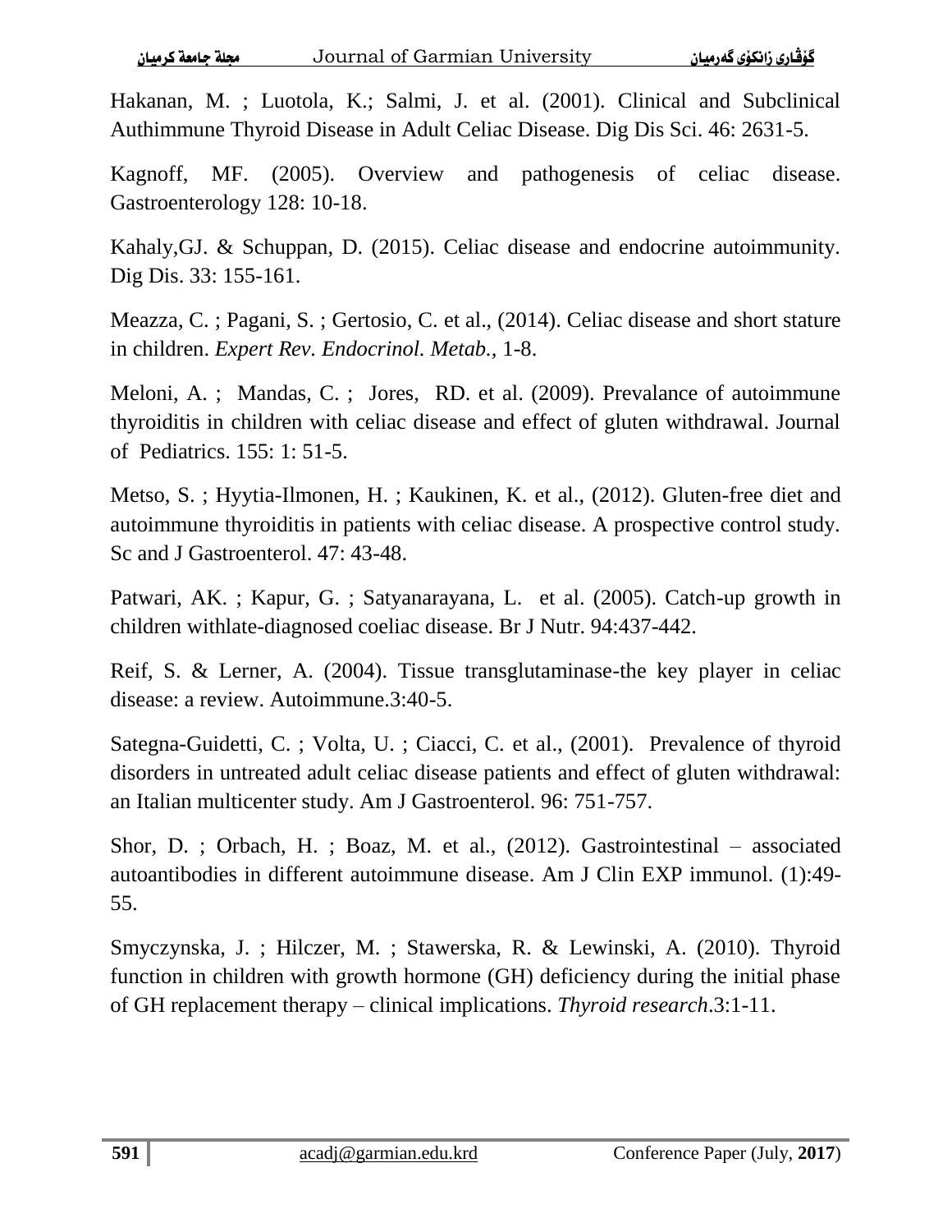Hakanan, M. ; Luotola, K.; Salmi, J. et al. (2001). Clinical and Subclinical Authimmune Thyroid Disease in Adult Celiac Disease. Dig Dis Sci. 46: 2631-5.

Kagnoff, MF. (2005). Overview and pathogenesis of celiac disease. Gastroenterology 128: 10-18.

Kahaly,GJ. & Schuppan, D. (2015). Celiac disease and endocrine autoimmunity. Dig Dis. 33: 155-161.

Meazza, C. ; Pagani, S. ; Gertosio, C. et al., (2014). Celiac disease and short stature in children. *Expert Rev. Endocrinol. Metab.*, 1-8.

Meloni, A. ; Mandas, C. ; Jores, RD. et al. (2009). Prevalance of autoimmune thyroiditis in children with celiac disease and effect of gluten withdrawal. Journal of Pediatrics. 155: 1: 51-5.

Metso, S. ; Hyytia-Ilmonen, H. ; Kaukinen, K. et al., (2012). Gluten-free diet and autoimmune thyroiditis in patients with celiac disease. A prospective control study. Sc and J Gastroenterol. 47: 43-48.

Patwari, AK. ; Kapur, G. ; Satyanarayana, L. et al. (2005). Catch-up growth in children withlate-diagnosed coeliac disease. Br J Nutr. 94:437-442.

Reif, S. & Lerner, A. (2004). Tissue transglutaminase-the key player in celiac disease: a review. Autoimmune.3:40-5.

Sategna-Guidetti, C. ; Volta, U. ; Ciacci, C. et al., (2001). Prevalence of thyroid disorders in untreated adult celiac disease patients and effect of gluten withdrawal: an Italian multicenter study. Am J Gastroenterol. 96: 751-757.

Shor, D. ; Orbach, H. ; Boaz, M. et al., (2012). Gastrointestinal – associated autoantibodies in different autoimmune disease. Am J Clin EXP immunol. (1):49-55.

Smyczynska, J. ; Hilczer, M. ; Stawerska, R. & Lewinski, A. (2010). Thyroid function in children with growth hormone (GH) deficiency during the initial phase of GH replacement therapy – clinical implications. *Thyroid research*.3:1-11.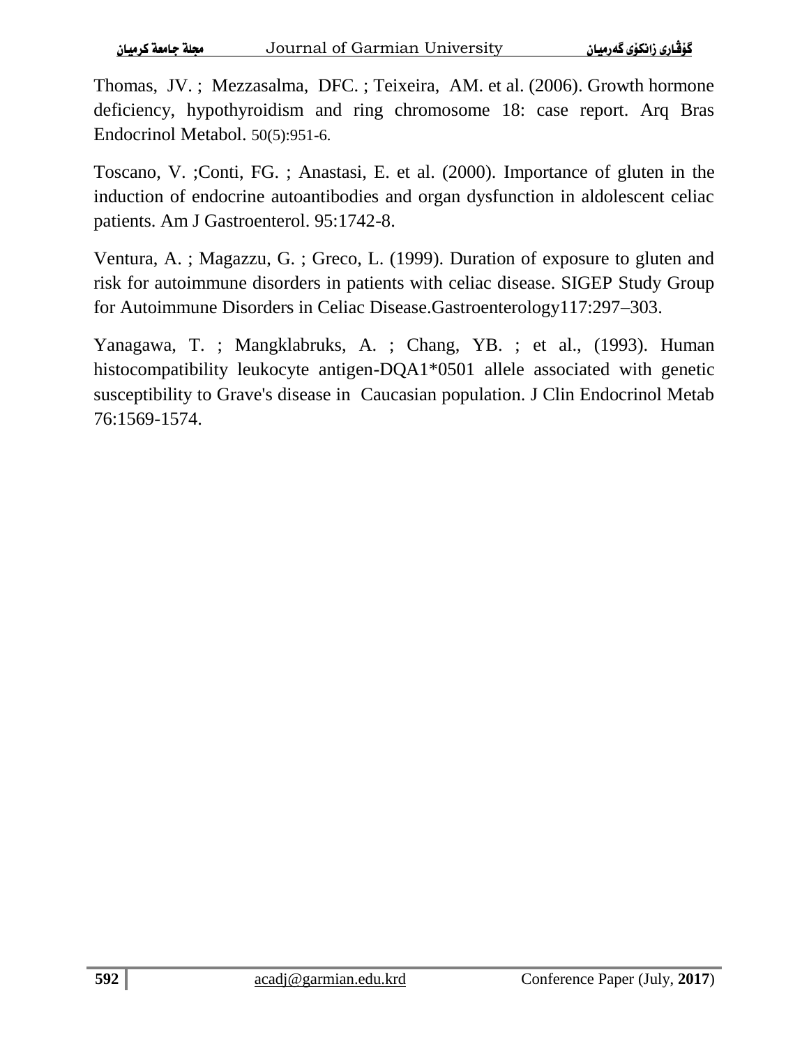Thomas, JV. ; Mezzasalma, DFC. ; Teixeira, AM. et al. (2006). Growth hormone deficiency, hypothyroidism and ring chromosome 18: case report. Arq Bras Endocrinol Metabol. 50(5):951-6.

Toscano, V. ;Conti, FG. ; Anastasi, E. et al. (2000). Importance of gluten in the induction of endocrine autoantibodies and organ dysfunction in aldolescent celiac patients. Am J Gastroenterol. 95:1742-8.

Ventura, A. ; Magazzu, G. ; Greco, L. (1999). Duration of exposure to gluten and risk for autoimmune disorders in patients with celiac disease. SIGEP Study Group for Autoimmune Disorders in Celiac Disease.Gastroenterology117:297–303.

Yanagawa, T. ; Mangklabruks, A. ; Chang, YB. ; et al., (1993). Human histocompatibility leukocyte antigen-DQA1*0501 allele associated with genetic susceptibility to Grave's disease in Caucasian population. J Clin Endocrinol Metab 76:1569-1574.